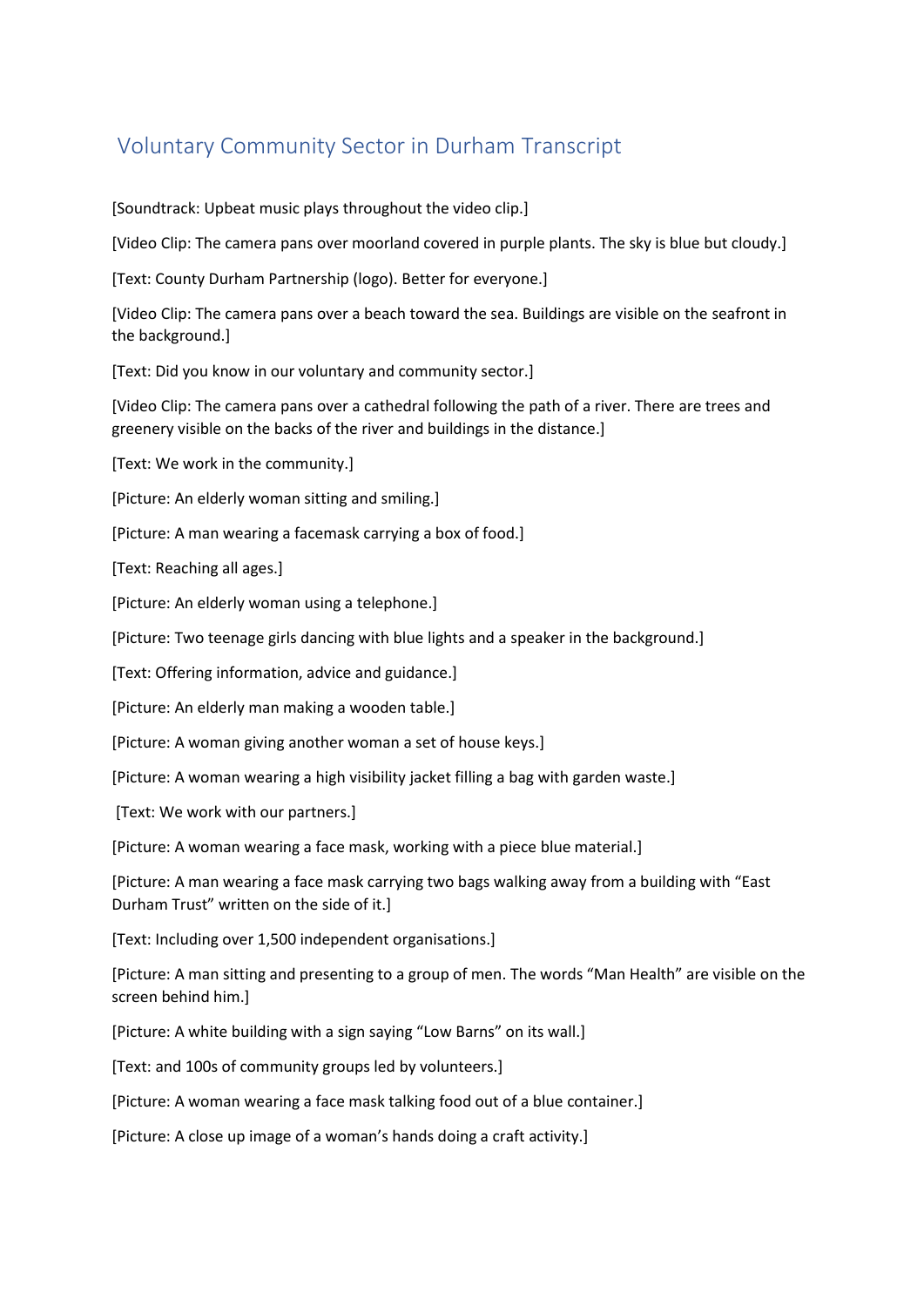# Voluntary Community Sector in Durham Transcript

[Soundtrack: Upbeat music plays throughout the video clip.]

[Video Clip: The camera pans over moorland covered in purple plants. The sky is blue but cloudy.]

[Text: County Durham Partnership (logo). Better for everyone.]

[Video Clip: The camera pans over a beach toward the sea. Buildings are visible on the seafront in the background.]

[Text: Did you know in our voluntary and community sector.]

[Video Clip: The camera pans over a cathedral following the path of a river. There are trees and greenery visible on the backs of the river and buildings in the distance.]

[Text: We work in the community.]

[Picture: An elderly woman sitting and smiling.]

[Picture: A man wearing a facemask carrying a box of food.]

[Text: Reaching all ages.]

[Picture: An elderly woman using a telephone.]

[Picture: Two teenage girls dancing with blue lights and a speaker in the background.]

[Text: Offering information, advice and guidance.]

[Picture: An elderly man making a wooden table.]

[Picture: A woman giving another woman a set of house keys.]

[Picture: A woman wearing a high visibility jacket filling a bag with garden waste.]

[Text: We work with our partners.]

[Picture: A woman wearing a face mask, working with a piece blue material.]

[Picture: A man wearing a face mask carrying two bags walking away from a building with "East Durham Trust" written on the side of it.]

[Text: Including over 1,500 independent organisations.]

[Picture: A man sitting and presenting to a group of men. The words "Man Health" are visible on the screen behind him.]

[Picture: A white building with a sign saying "Low Barns" on its wall.]

[Text: and 100s of community groups led by volunteers.]

[Picture: A woman wearing a face mask talking food out of a blue container.]

[Picture: A close up image of a woman's hands doing a craft activity.]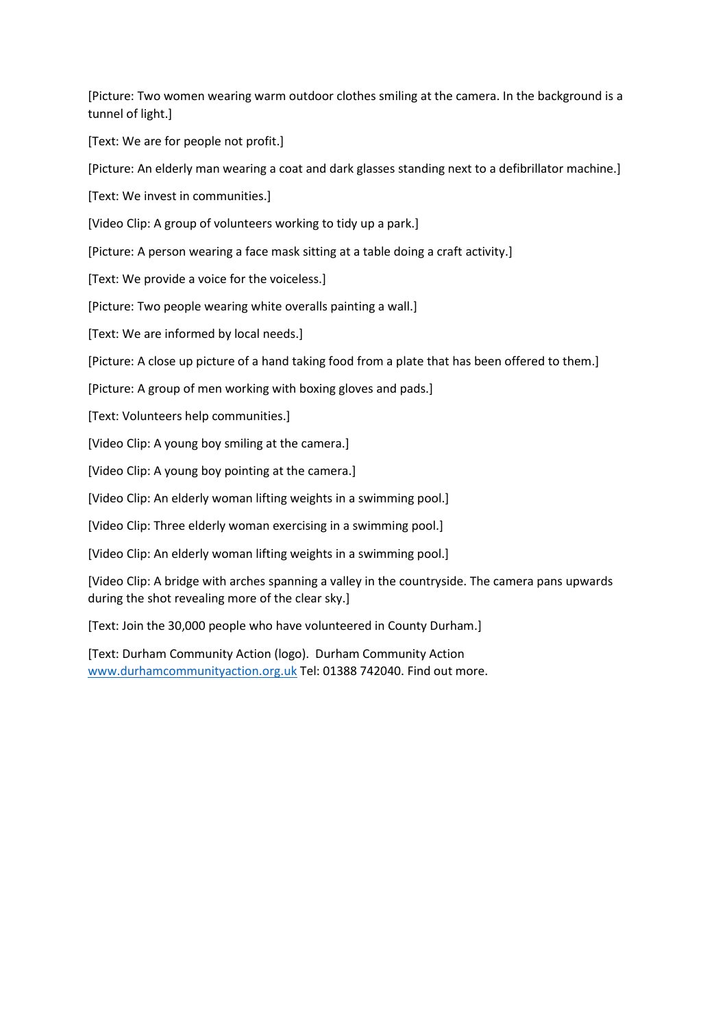[Picture: Two women wearing warm outdoor clothes smiling at the camera. In the background is a tunnel of light.]

[Text: We are for people not profit.]

[Picture: An elderly man wearing a coat and dark glasses standing next to a defibrillator machine.]

[Text: We invest in communities.]

[Video Clip: A group of volunteers working to tidy up a park.]

[Picture: A person wearing a face mask sitting at a table doing a craft activity.]

[Text: We provide a voice for the voiceless.]

[Picture: Two people wearing white overalls painting a wall.]

[Text: We are informed by local needs.]

[Picture: A close up picture of a hand taking food from a plate that has been offered to them.]

[Picture: A group of men working with boxing gloves and pads.]

[Text: Volunteers help communities.]

[Video Clip: A young boy smiling at the camera.]

[Video Clip: A young boy pointing at the camera.]

[Video Clip: An elderly woman lifting weights in a swimming pool.]

[Video Clip: Three elderly woman exercising in a swimming pool.]

[Video Clip: An elderly woman lifting weights in a swimming pool.]

[Video Clip: A bridge with arches spanning a valley in the countryside. The camera pans upwards during the shot revealing more of the clear sky.]

[Text: Join the 30,000 people who have volunteered in County Durham.]

[Text: Durham Community Action (logo). Durham Community Action [www.durhamcommunityaction.org.uk](http://www.durhamcommunityaction.org.uk) Tel: 01388 742040. Find out more.